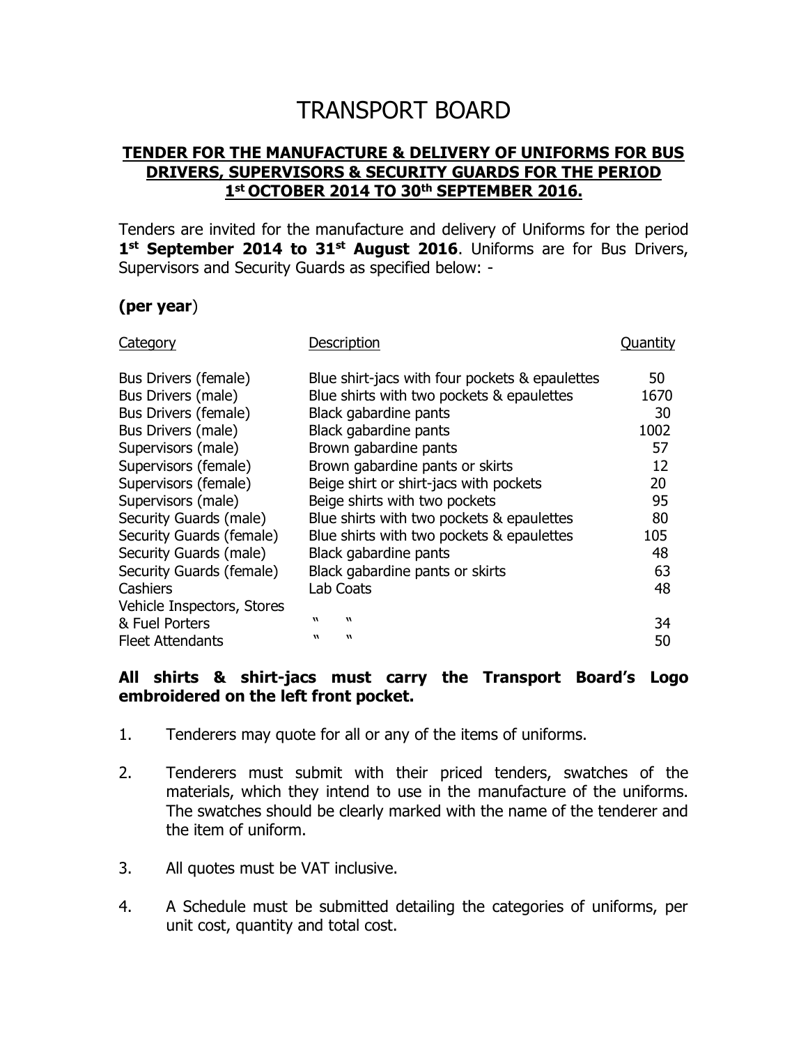# TRANSPORT BOARD

## TENDER FOR THE MANUFACTURE & DELIVERY OF UNIFORMS FOR BUS DRIVERS, SUPERVISORS & SECURITY GUARDS FOR THE PERIOD 1st OCTOBER 2014 TO 30th SEPTEMBER 2016.

Tenders are invited for the manufacture and delivery of Uniforms for the period **1st September 2014 to 31st August 2016**. Uniforms are for Bus Drivers, Supervisors and Security Guards as specified below: -

**(per year)**

| Category | Description | Quantity |
|---|---|---|
| Bus Drivers (female) | Blue shirt-jacs with four pockets & epaulettes | 50 |
| Bus Drivers (male) | Blue shirts with two pockets & epaulettes | 1670 |
| Bus Drivers (female) | Black gabardine pants | 30 |
| Bus Drivers (male) | Black gabardine pants | 1002 |
| Supervisors (male) | Brown gabardine pants | 57 |
| Supervisors (female) | Brown gabardine pants or skirts | 12 |
| Supervisors (female) | Beige shirt or shirt-jacs with pockets | 20 |
| Supervisors (male) | Beige shirts with two pockets | 95 |
| Security Guards (male) | Blue shirts with two pockets & epaulettes | 80 |
| Security Guards (female) | Blue shirts with two pockets & epaulettes | 105 |
| Security Guards (male) | Black gabardine pants | 48 |
| Security Guards (female) | Black gabardine pants or skirts | 63 |
| Cashiers | Lab Coats | 48 |
| Vehicle Inspectors, Stores & Fuel Porters | " " | 34 |
| Fleet Attendants | " " | 50 |

**All shirts & shirt-jacs must carry the Transport Board's Logo embroidered on the left front pocket.**

1. Tenderers may quote for all or any of the items of uniforms.

2. Tenderers must submit with their priced tenders, swatches of the materials, which they intend to use in the manufacture of the uniforms. The swatches should be clearly marked with the name of the tenderer and the item of uniform.

3. All quotes must be VAT inclusive.

4. A Schedule must be submitted detailing the categories of uniforms, per unit cost, quantity and total cost.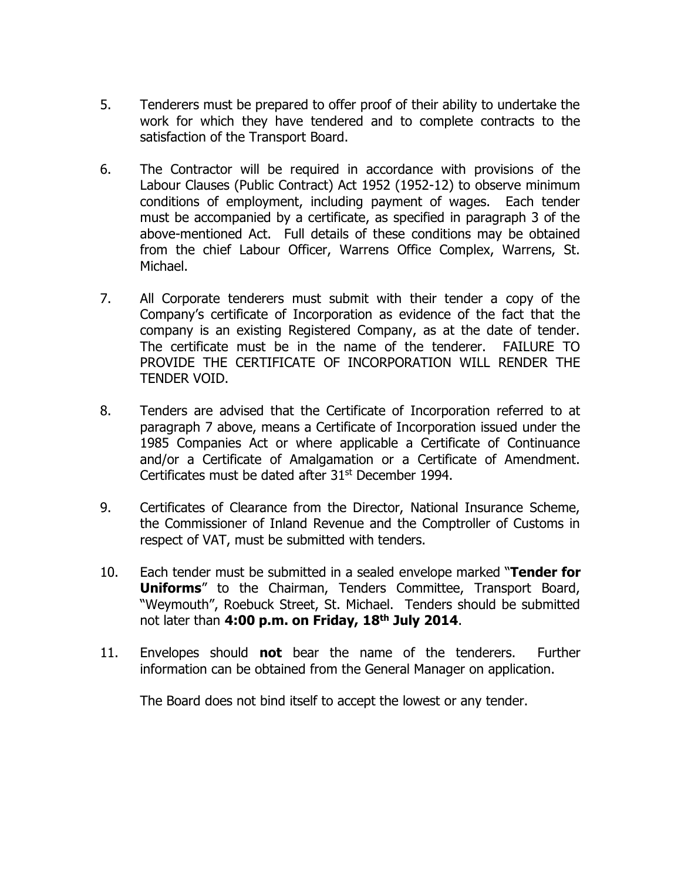5. Tenderers must be prepared to offer proof of their ability to undertake the work for which they have tendered and to complete contracts to the satisfaction of the Transport Board.

6. The Contractor will be required in accordance with provisions of the Labour Clauses (Public Contract) Act 1952 (1952-12) to observe minimum conditions of employment, including payment of wages. Each tender must be accompanied by a certificate, as specified in paragraph 3 of the above-mentioned Act. Full details of these conditions may be obtained from the chief Labour Officer, Warrens Office Complex, Warrens, St. Michael.

7. All Corporate tenderers must submit with their tender a copy of the Company's certificate of Incorporation as evidence of the fact that the company is an existing Registered Company, as at the date of tender. The certificate must be in the name of the tenderer. FAILURE TO PROVIDE THE CERTIFICATE OF INCORPORATION WILL RENDER THE TENDER VOID.

8. Tenders are advised that the Certificate of Incorporation referred to at paragraph 7 above, means a Certificate of Incorporation issued under the 1985 Companies Act or where applicable a Certificate of Continuance and/or a Certificate of Amalgamation or a Certificate of Amendment. Certificates must be dated after 31st December 1994.

9. Certificates of Clearance from the Director, National Insurance Scheme, the Commissioner of Inland Revenue and the Comptroller of Customs in respect of VAT, must be submitted with tenders.

10. Each tender must be submitted in a sealed envelope marked "**Tender for Uniforms**" to the Chairman, Tenders Committee, Transport Board, "Weymouth", Roebuck Street, St. Michael. Tenders should be submitted not later than **4:00 p.m. on Friday, 18th July 2014**.

11. Envelopes should **not** bear the name of the tenderers. Further information can be obtained from the General Manager on application.

The Board does not bind itself to accept the lowest or any tender.